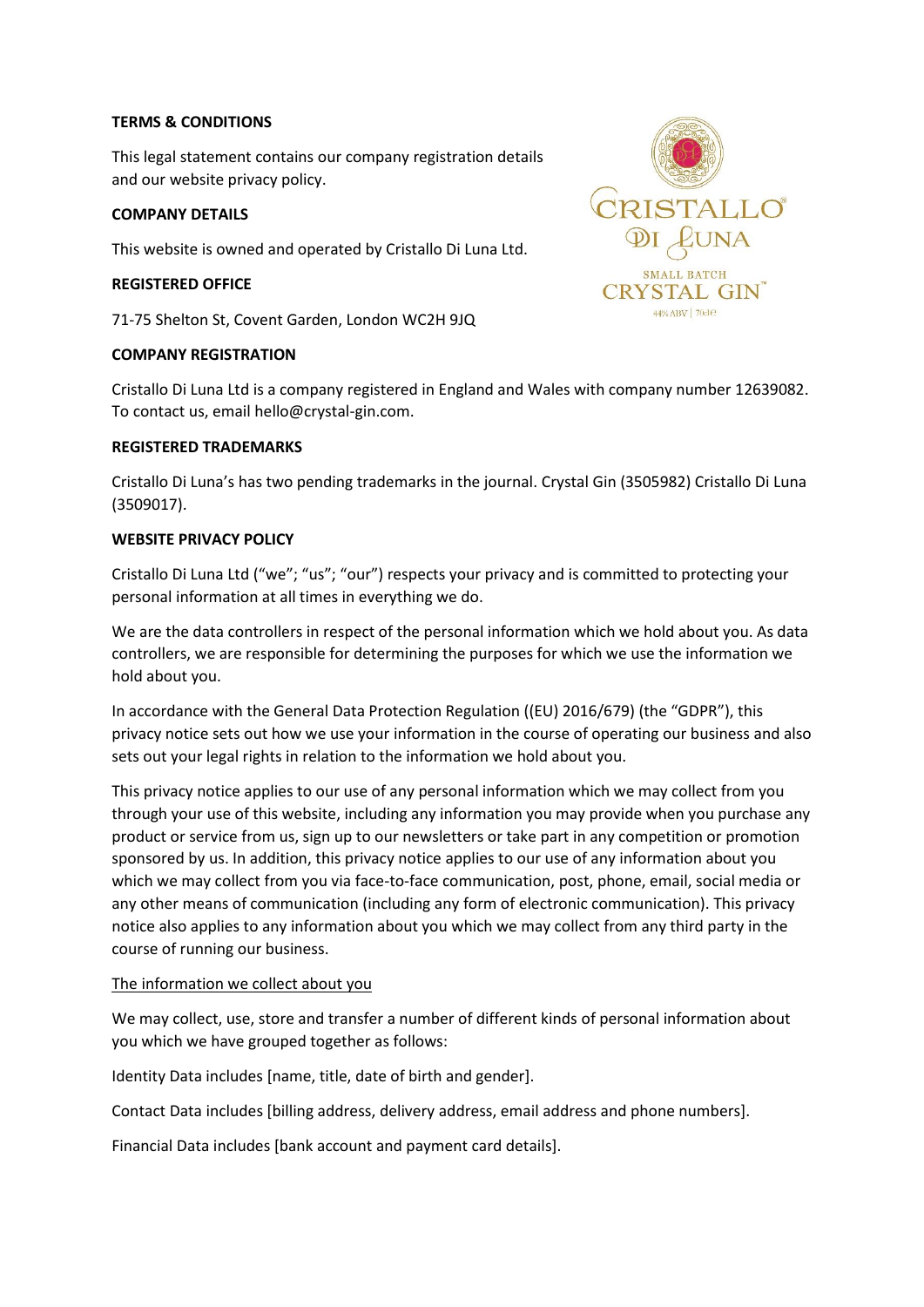**TERMS & CONDITIONS**

This legal statement contains our company registration details and our website privacy policy.

**COMPANY DETAILS**

This website is owned and operated by Cristallo Di Luna Ltd.

**REGISTERED OFFICE**

71-75 Shelton St, Covent Garden, London WC2H 9JQ

**COMPANY REGISTRATION**

Cristallo Di Luna Ltd is a company registered in England and Wales with company number 12639082. To contact us, email hello@crystal-gin.com.

**REGISTERED TRADEMARKS**

Cristallo Di Luna's has two pending trademarks in the journal. Crystal Gin (3505982) Cristallo Di Luna (3509017).

**WEBSITE PRIVACY POLICY**

Cristallo Di Luna Ltd ("we"; "us"; "our") respects your privacy and is committed to protecting your personal information at all times in everything we do.

We are the data controllers in respect of the personal information which we hold about you. As data controllers, we are responsible for determining the purposes for which we use the information we hold about you.

In accordance with the General Data Protection Regulation ((EU) 2016/679) (the "GDPR"), this privacy notice sets out how we use your information in the course of operating our business and also sets out your legal rights in relation to the information we hold about you.

This privacy notice applies to our use of any personal information which we may collect from you through your use of this website, including any information you may provide when you purchase any product or service from us, sign up to our newsletters or take part in any competition or promotion sponsored by us. In addition, this privacy notice applies to our use of any information about you which we may collect from you via face-to-face communication, post, phone, email, social media or any other means of communication (including any form of electronic communication). This privacy notice also applies to any information about you which we may collect from any third party in the course of running our business.

<u>The information we collect about you</u>

We may collect, use, store and transfer a number of different kinds of personal information about you which we have grouped together as follows:

Identity Data includes [name, title, date of birth and gender].

Contact Data includes [billing address, delivery address, email address and phone numbers].

Financial Data includes [bank account and payment card details].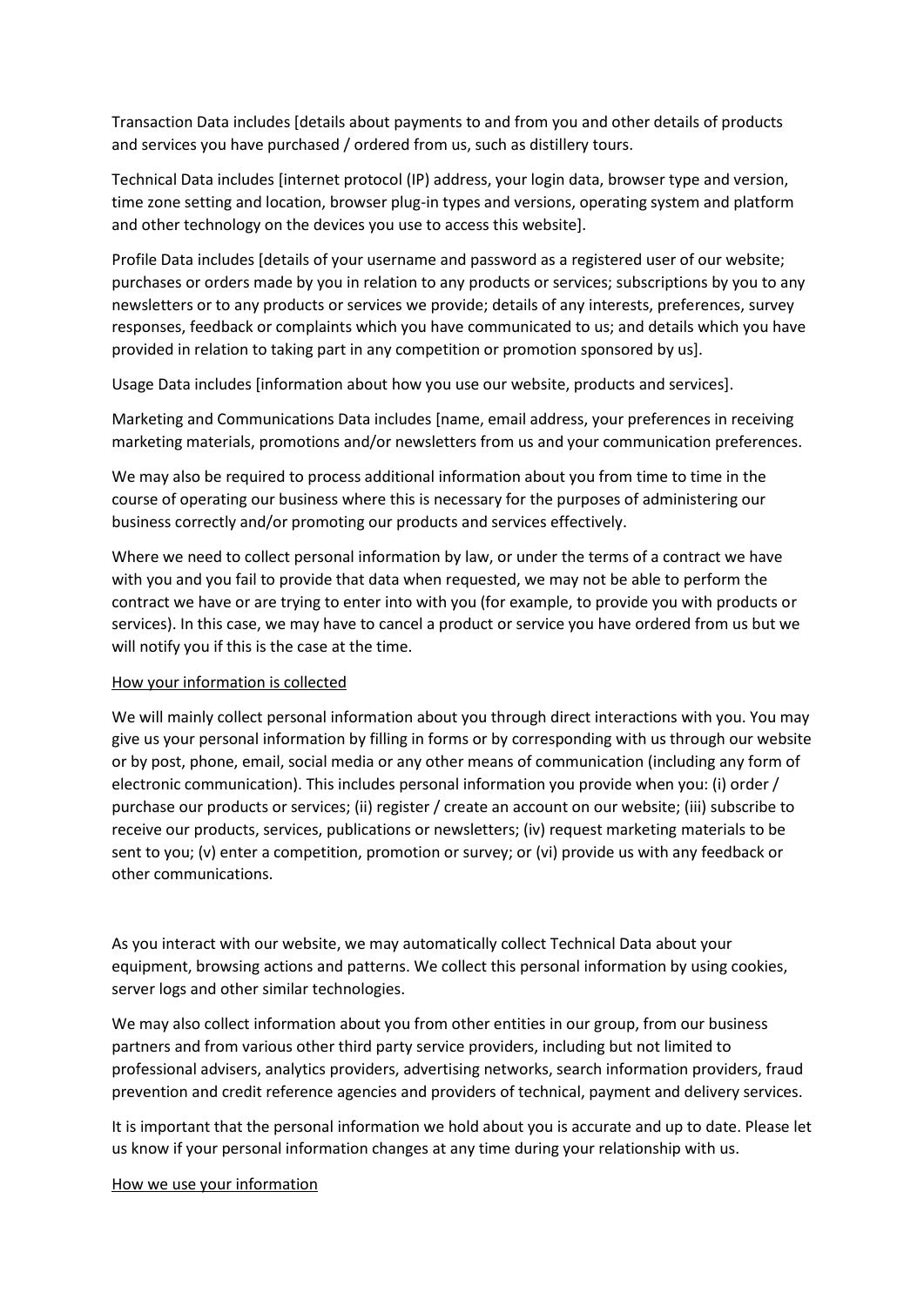Transaction Data includes [details about payments to and from you and other details of products and services you have purchased / ordered from us, such as distillery tours.

Technical Data includes [internet protocol (IP) address, your login data, browser type and version, time zone setting and location, browser plug-in types and versions, operating system and platform and other technology on the devices you use to access this website].

Profile Data includes [details of your username and password as a registered user of our website; purchases or orders made by you in relation to any products or services; subscriptions by you to any newsletters or to any products or services we provide; details of any interests, preferences, survey responses, feedback or complaints which you have communicated to us; and details which you have provided in relation to taking part in any competition or promotion sponsored by us].

Usage Data includes [information about how you use our website, products and services].

Marketing and Communications Data includes [name, email address, your preferences in receiving marketing materials, promotions and/or newsletters from us and your communication preferences.

We may also be required to process additional information about you from time to time in the course of operating our business where this is necessary for the purposes of administering our business correctly and/or promoting our products and services effectively.

Where we need to collect personal information by law, or under the terms of a contract we have with you and you fail to provide that data when requested, we may not be able to perform the contract we have or are trying to enter into with you (for example, to provide you with products or services). In this case, we may have to cancel a product or service you have ordered from us but we will notify you if this is the case at the time.

<u>How your information is collected</u>

We will mainly collect personal information about you through direct interactions with you. You may give us your personal information by filling in forms or by corresponding with us through our website or by post, phone, email, social media or any other means of communication (including any form of electronic communication). This includes personal information you provide when you: (i) order / purchase our products or services; (ii) register / create an account on our website; (iii) subscribe to receive our products, services, publications or newsletters; (iv) request marketing materials to be sent to you; (v) enter a competition, promotion or survey; or (vi) provide us with any feedback or other communications.

As you interact with our website, we may automatically collect Technical Data about your equipment, browsing actions and patterns. We collect this personal information by using cookies, server logs and other similar technologies.

We may also collect information about you from other entities in our group, from our business partners and from various other third party service providers, including but not limited to professional advisers, analytics providers, advertising networks, search information providers, fraud prevention and credit reference agencies and providers of technical, payment and delivery services.

It is important that the personal information we hold about you is accurate and up to date. Please let us know if your personal information changes at any time during your relationship with us.

<u>How we use your information</u>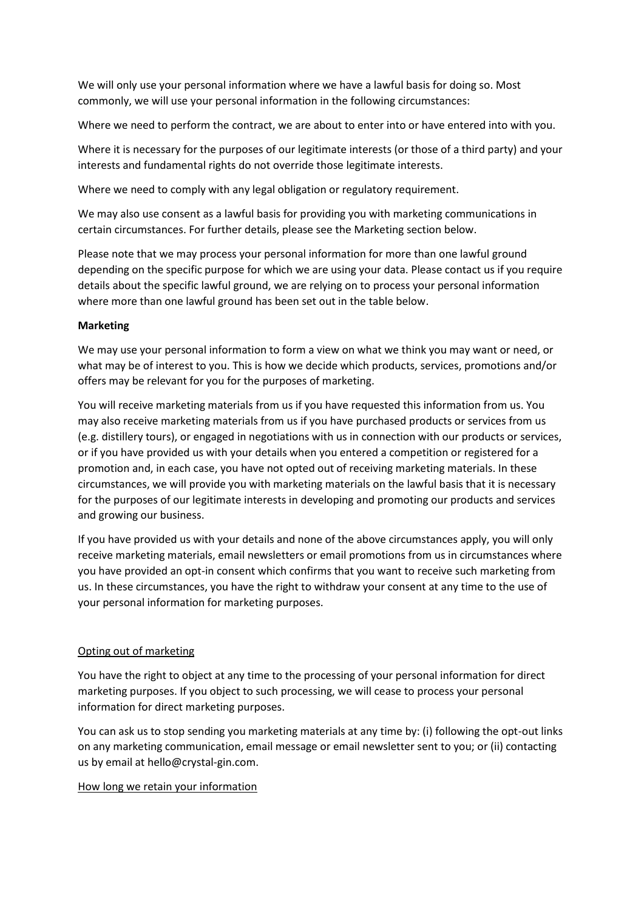We will only use your personal information where we have a lawful basis for doing so. Most commonly, we will use your personal information in the following circumstances:

Where we need to perform the contract, we are about to enter into or have entered into with you.

Where it is necessary for the purposes of our legitimate interests (or those of a third party) and your interests and fundamental rights do not override those legitimate interests.

Where we need to comply with any legal obligation or regulatory requirement.

We may also use consent as a lawful basis for providing you with marketing communications in certain circumstances. For further details, please see the Marketing section below.

Please note that we may process your personal information for more than one lawful ground depending on the specific purpose for which we are using your data. Please contact us if you require details about the specific lawful ground, we are relying on to process your personal information where more than one lawful ground has been set out in the table below.

**Marketing**

We may use your personal information to form a view on what we think you may want or need, or what may be of interest to you. This is how we decide which products, services, promotions and/or offers may be relevant for you for the purposes of marketing.

You will receive marketing materials from us if you have requested this information from us. You may also receive marketing materials from us if you have purchased products or services from us (e.g. distillery tours), or engaged in negotiations with us in connection with our products or services, or if you have provided us with your details when you entered a competition or registered for a promotion and, in each case, you have not opted out of receiving marketing materials. In these circumstances, we will provide you with marketing materials on the lawful basis that it is necessary for the purposes of our legitimate interests in developing and promoting our products and services and growing our business.

If you have provided us with your details and none of the above circumstances apply, you will only receive marketing materials, email newsletters or email promotions from us in circumstances where you have provided an opt-in consent which confirms that you want to receive such marketing from us. In these circumstances, you have the right to withdraw your consent at any time to the use of your personal information for marketing purposes.

Opting out of marketing

You have the right to object at any time to the processing of your personal information for direct marketing purposes. If you object to such processing, we will cease to process your personal information for direct marketing purposes.

You can ask us to stop sending you marketing materials at any time by: (i) following the opt-out links on any marketing communication, email message or email newsletter sent to you; or (ii) contacting us by email at hello@crystal-gin.com.

How long we retain your information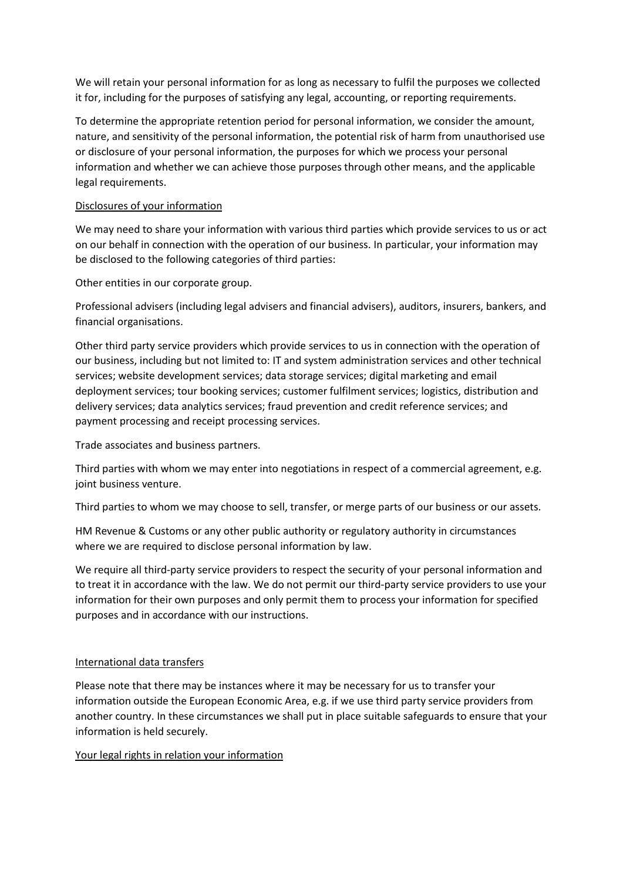We will retain your personal information for as long as necessary to fulfil the purposes we collected it for, including for the purposes of satisfying any legal, accounting, or reporting requirements.

To determine the appropriate retention period for personal information, we consider the amount, nature, and sensitivity of the personal information, the potential risk of harm from unauthorised use or disclosure of your personal information, the purposes for which we process your personal information and whether we can achieve those purposes through other means, and the applicable legal requirements.

<u>Disclosures of your information</u>

We may need to share your information with various third parties which provide services to us or act on our behalf in connection with the operation of our business. In particular, your information may be disclosed to the following categories of third parties:

Other entities in our corporate group.

Professional advisers (including legal advisers and financial advisers), auditors, insurers, bankers, and financial organisations.

Other third party service providers which provide services to us in connection with the operation of our business, including but not limited to: IT and system administration services and other technical services; website development services; data storage services; digital marketing and email deployment services; tour booking services; customer fulfilment services; logistics, distribution and delivery services; data analytics services; fraud prevention and credit reference services; and payment processing and receipt processing services.

Trade associates and business partners.

Third parties with whom we may enter into negotiations in respect of a commercial agreement, e.g. joint business venture.

Third parties to whom we may choose to sell, transfer, or merge parts of our business or our assets.

HM Revenue & Customs or any other public authority or regulatory authority in circumstances where we are required to disclose personal information by law.

We require all third-party service providers to respect the security of your personal information and to treat it in accordance with the law. We do not permit our third-party service providers to use your information for their own purposes and only permit them to process your information for specified purposes and in accordance with our instructions.

<u>International data transfers</u>

Please note that there may be instances where it may be necessary for us to transfer your information outside the European Economic Area, e.g. if we use third party service providers from another country. In these circumstances we shall put in place suitable safeguards to ensure that your information is held securely.

<u>Your legal rights in relation your information</u>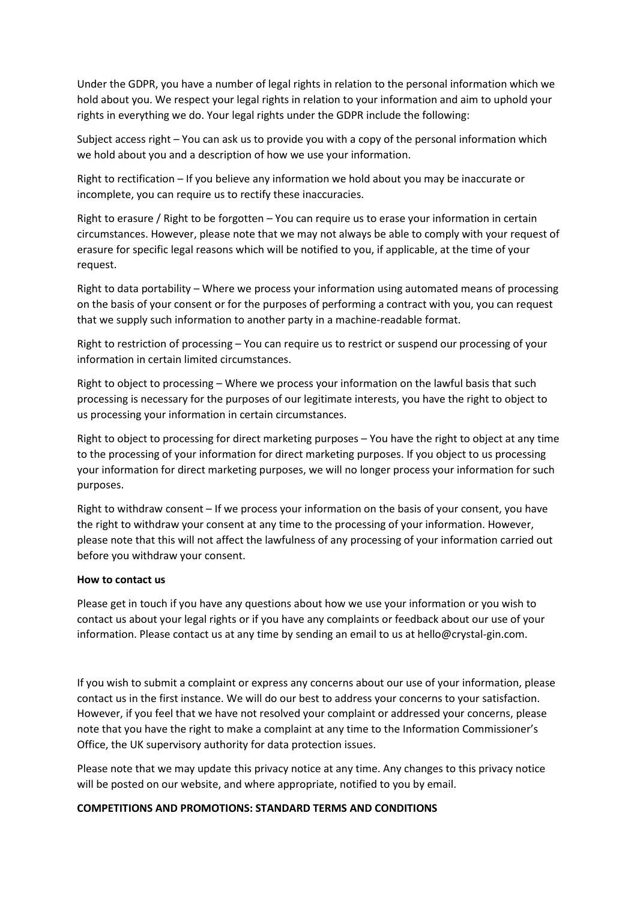Under the GDPR, you have a number of legal rights in relation to the personal information which we hold about you. We respect your legal rights in relation to your information and aim to uphold your rights in everything we do. Your legal rights under the GDPR include the following:

Subject access right – You can ask us to provide you with a copy of the personal information which we hold about you and a description of how we use your information.

Right to rectification – If you believe any information we hold about you may be inaccurate or incomplete, you can require us to rectify these inaccuracies.

Right to erasure / Right to be forgotten – You can require us to erase your information in certain circumstances. However, please note that we may not always be able to comply with your request of erasure for specific legal reasons which will be notified to you, if applicable, at the time of your request.

Right to data portability – Where we process your information using automated means of processing on the basis of your consent or for the purposes of performing a contract with you, you can request that we supply such information to another party in a machine-readable format.

Right to restriction of processing – You can require us to restrict or suspend our processing of your information in certain limited circumstances.

Right to object to processing – Where we process your information on the lawful basis that such processing is necessary for the purposes of our legitimate interests, you have the right to object to us processing your information in certain circumstances.

Right to object to processing for direct marketing purposes – You have the right to object at any time to the processing of your information for direct marketing purposes. If you object to us processing your information for direct marketing purposes, we will no longer process your information for such purposes.

Right to withdraw consent – If we process your information on the basis of your consent, you have the right to withdraw your consent at any time to the processing of your information. However, please note that this will not affect the lawfulness of any processing of your information carried out before you withdraw your consent.

**How to contact us**

Please get in touch if you have any questions about how we use your information or you wish to contact us about your legal rights or if you have any complaints or feedback about our use of your information. Please contact us at any time by sending an email to us at hello@crystal-gin.com.

If you wish to submit a complaint or express any concerns about our use of your information, please contact us in the first instance. We will do our best to address your concerns to your satisfaction. However, if you feel that we have not resolved your complaint or addressed your concerns, please note that you have the right to make a complaint at any time to the Information Commissioner's Office, the UK supervisory authority for data protection issues.

Please note that we may update this privacy notice at any time. Any changes to this privacy notice will be posted on our website, and where appropriate, notified to you by email.

**COMPETITIONS AND PROMOTIONS: STANDARD TERMS AND CONDITIONS**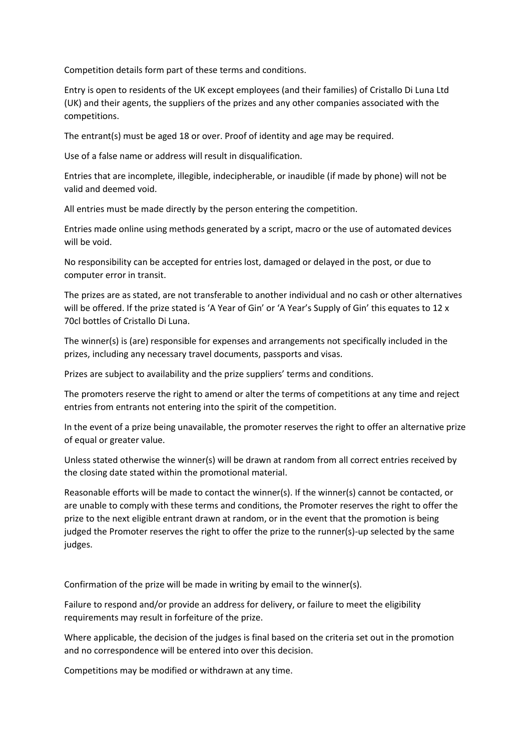Competition details form part of these terms and conditions.

Entry is open to residents of the UK except employees (and their families) of Cristallo Di Luna Ltd (UK) and their agents, the suppliers of the prizes and any other companies associated with the competitions.

The entrant(s) must be aged 18 or over. Proof of identity and age may be required.

Use of a false name or address will result in disqualification.

Entries that are incomplete, illegible, indecipherable, or inaudible (if made by phone) will not be valid and deemed void.

All entries must be made directly by the person entering the competition.

Entries made online using methods generated by a script, macro or the use of automated devices will be void.

No responsibility can be accepted for entries lost, damaged or delayed in the post, or due to computer error in transit.

The prizes are as stated, are not transferable to another individual and no cash or other alternatives will be offered. If the prize stated is 'A Year of Gin' or 'A Year's Supply of Gin' this equates to 12 x 70cl bottles of Cristallo Di Luna.

The winner(s) is (are) responsible for expenses and arrangements not specifically included in the prizes, including any necessary travel documents, passports and visas.

Prizes are subject to availability and the prize suppliers' terms and conditions.

The promoters reserve the right to amend or alter the terms of competitions at any time and reject entries from entrants not entering into the spirit of the competition.

In the event of a prize being unavailable, the promoter reserves the right to offer an alternative prize of equal or greater value.

Unless stated otherwise the winner(s) will be drawn at random from all correct entries received by the closing date stated within the promotional material.

Reasonable efforts will be made to contact the winner(s). If the winner(s) cannot be contacted, or are unable to comply with these terms and conditions, the Promoter reserves the right to offer the prize to the next eligible entrant drawn at random, or in the event that the promotion is being judged the Promoter reserves the right to offer the prize to the runner(s)-up selected by the same judges.

Confirmation of the prize will be made in writing by email to the winner(s).

Failure to respond and/or provide an address for delivery, or failure to meet the eligibility requirements may result in forfeiture of the prize.

Where applicable, the decision of the judges is final based on the criteria set out in the promotion and no correspondence will be entered into over this decision.

Competitions may be modified or withdrawn at any time.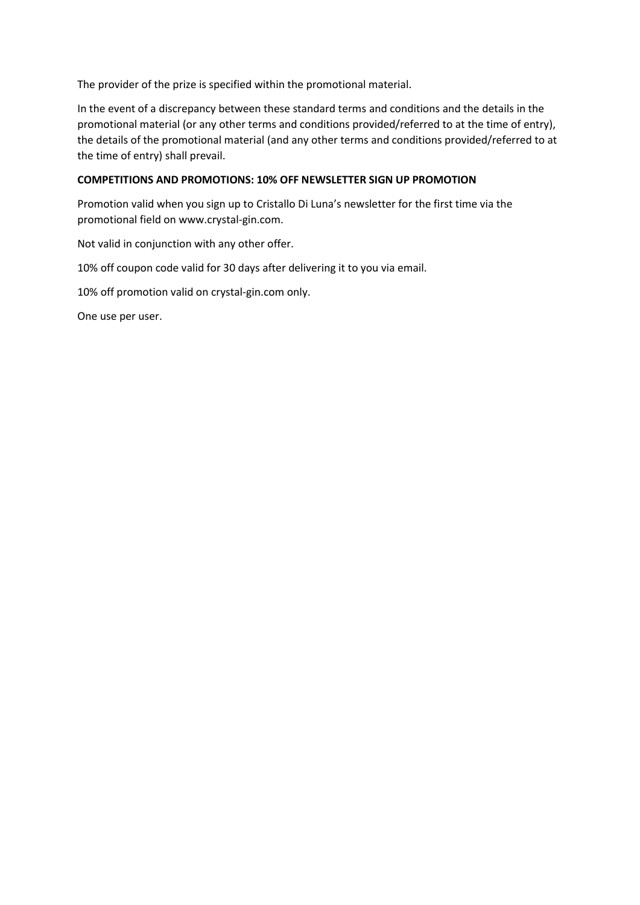The provider of the prize is specified within the promotional material.

In the event of a discrepancy between these standard terms and conditions and the details in the promotional material (or any other terms and conditions provided/referred to at the time of entry), the details of the promotional material (and any other terms and conditions provided/referred to at the time of entry) shall prevail.

**COMPETITIONS AND PROMOTIONS: 10% OFF NEWSLETTER SIGN UP PROMOTION**

Promotion valid when you sign up to Cristallo Di Luna's newsletter for the first time via the promotional field on www.crystal-gin.com.

Not valid in conjunction with any other offer.

10% off coupon code valid for 30 days after delivering it to you via email.

10% off promotion valid on crystal-gin.com only.

One use per user.